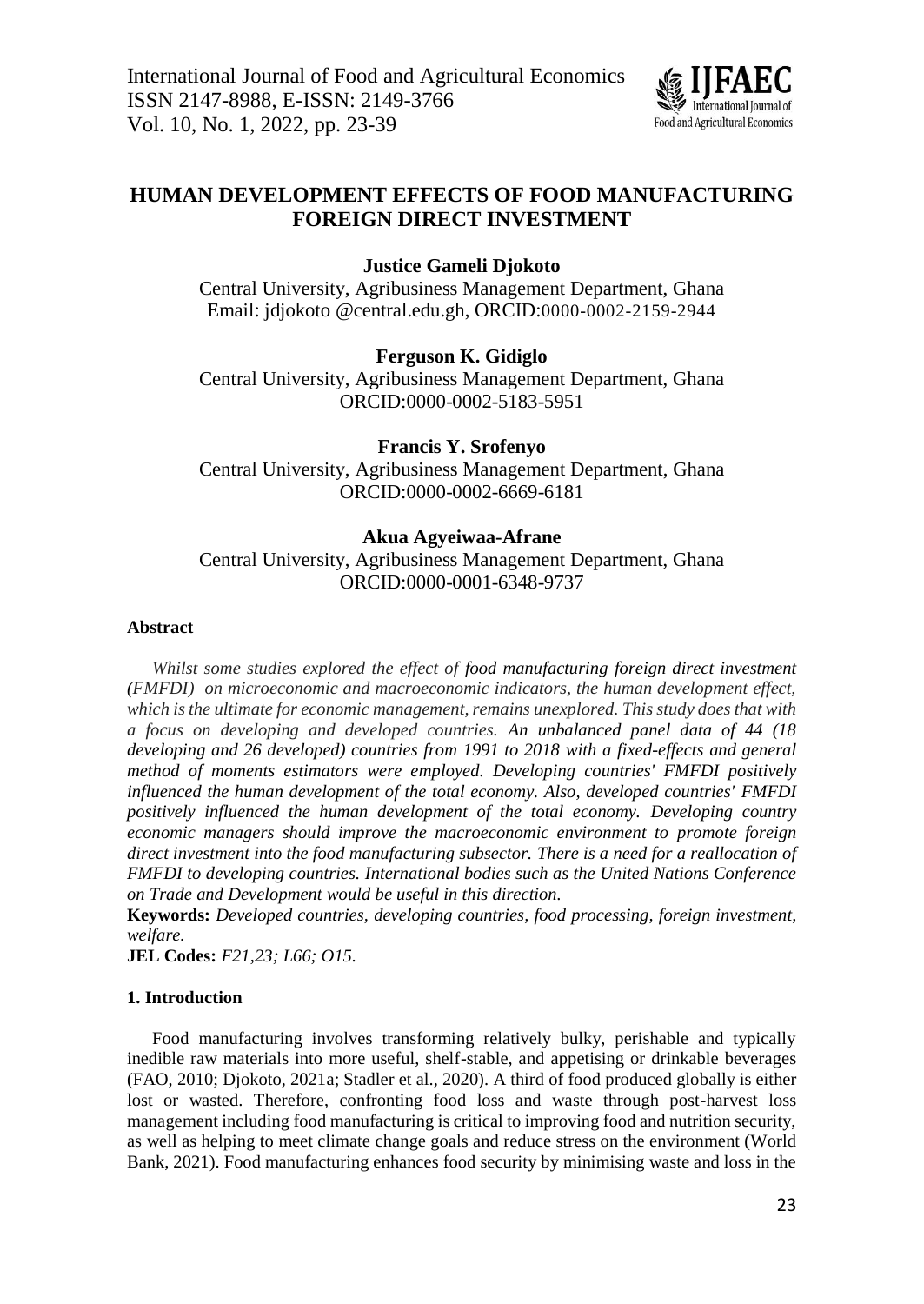# HUMAN DEVELOPMENT EFFECTS OF FOOD MANUFACTURING FOREIGN DIRECT INVESTMENT

**Justice Gameli Djokoto**

Central University, Agribusiness Management Department, Ghana
Email: jdjokoto @central.edu.gh, ORCID:0000-0002-2159-2944

**Ferguson K. Gidiglo**

Central University, Agribusiness Management Department, Ghana
ORCID:0000-0002-5183-5951

**Francis Y. Srofenyo**

Central University, Agribusiness Management Department, Ghana
ORCID:0000-0002-6669-6181

**Akua Agyeiwaa-Afrane**

Central University, Agribusiness Management Department, Ghana
ORCID:0000-0001-6348-9737

#### Abstract

*Whilst some studies explored the effect of food manufacturing foreign direct investment (FMFDI) on microeconomic and macroeconomic indicators, the human development effect, which is the ultimate for economic management, remains unexplored. This study does that with a focus on developing and developed countries. An unbalanced panel data of 44 (18 developing and 26 developed) countries from 1991 to 2018 with a fixed-effects and general method of moments estimators were employed. Developing countries' FMFDI positively influenced the human development of the total economy. Also, developed countries' FMFDI positively influenced the human development of the total economy. Developing country economic managers should improve the macroeconomic environment to promote foreign direct investment into the food manufacturing subsector. There is a need for a reallocation of FMFDI to developing countries. International bodies such as the United Nations Conference on Trade and Development would be useful in this direction.*

**Keywords:** *Developed countries, developing countries, food processing, foreign investment, welfare.*

**JEL Codes:** *F21,23; L66; O15.*

#### 1. Introduction

Food manufacturing involves transforming relatively bulky, perishable and typically inedible raw materials into more useful, shelf-stable, and appetising or drinkable beverages (FAO, 2010; Djokoto, 2021a; Stadler et al., 2020). A third of food produced globally is either lost or wasted. Therefore, confronting food loss and waste through post-harvest loss management including food manufacturing is critical to improving food and nutrition security, as well as helping to meet climate change goals and reduce stress on the environment (World Bank, 2021). Food manufacturing enhances food security by minimising waste and loss in the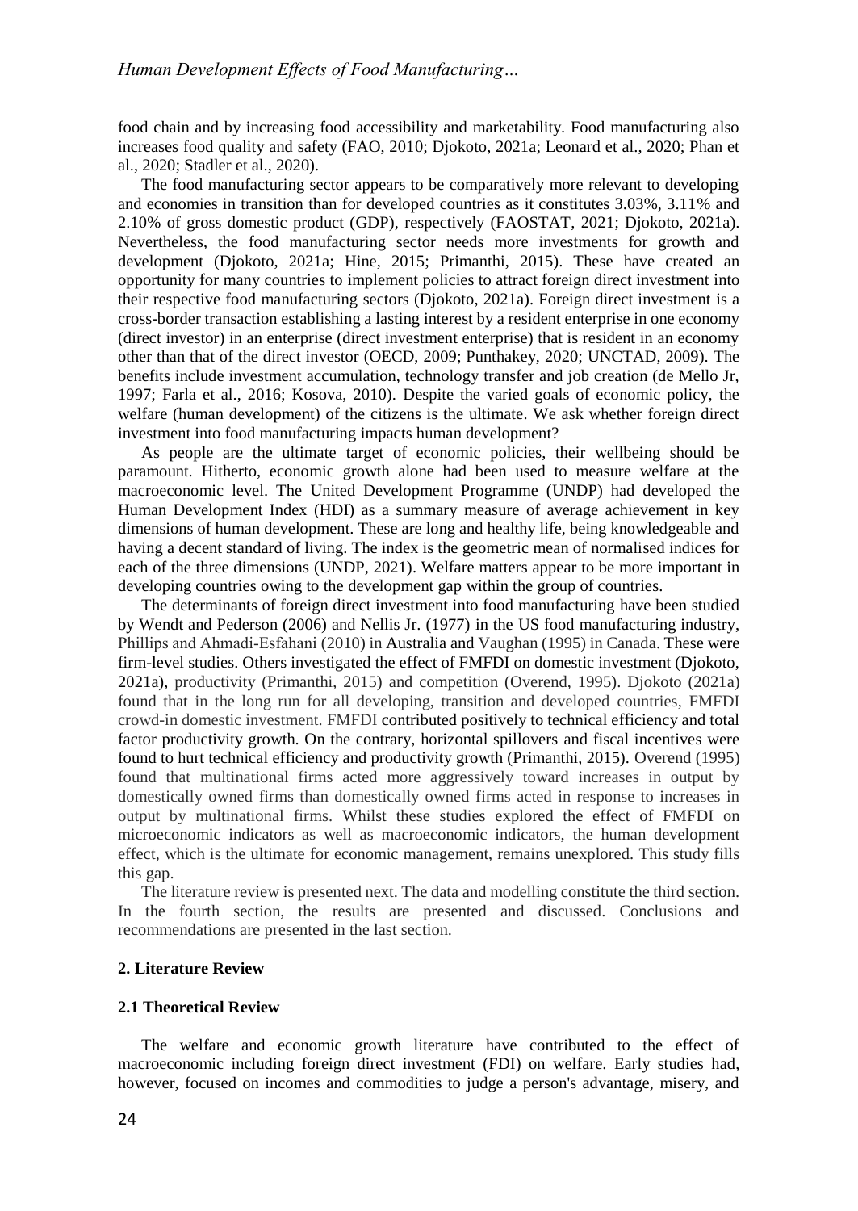food chain and by increasing food accessibility and marketability. Food manufacturing also increases food quality and safety (FAO, 2010; Djokoto, 2021a; Leonard et al., 2020; Phan et al., 2020; Stadler et al., 2020).

The food manufacturing sector appears to be comparatively more relevant to developing and economies in transition than for developed countries as it constitutes 3.03%, 3.11% and 2.10% of gross domestic product (GDP), respectively (FAOSTAT, 2021; Djokoto, 2021a). Nevertheless, the food manufacturing sector needs more investments for growth and development (Djokoto, 2021a; Hine, 2015; Primanthi, 2015). These have created an opportunity for many countries to implement policies to attract foreign direct investment into their respective food manufacturing sectors (Djokoto, 2021a). Foreign direct investment is a cross-border transaction establishing a lasting interest by a resident enterprise in one economy (direct investor) in an enterprise (direct investment enterprise) that is resident in an economy other than that of the direct investor (OECD, 2009; Punthakey, 2020; UNCTAD, 2009). The benefits include investment accumulation, technology transfer and job creation (de Mello Jr, 1997; Farla et al., 2016; Kosova, 2010). Despite the varied goals of economic policy, the welfare (human development) of the citizens is the ultimate. We ask whether foreign direct investment into food manufacturing impacts human development?

As people are the ultimate target of economic policies, their wellbeing should be paramount. Hitherto, economic growth alone had been used to measure welfare at the macroeconomic level. The United Development Programme (UNDP) had developed the Human Development Index (HDI) as a summary measure of average achievement in key dimensions of human development. These are long and healthy life, being knowledgeable and having a decent standard of living. The index is the geometric mean of normalised indices for each of the three dimensions (UNDP, 2021). Welfare matters appear to be more important in developing countries owing to the development gap within the group of countries.

The determinants of foreign direct investment into food manufacturing have been studied by Wendt and Pederson (2006) and Nellis Jr. (1977) in the US food manufacturing industry, Phillips and Ahmadi-Esfahani (2010) in Australia and Vaughan (1995) in Canada. These were firm-level studies. Others investigated the effect of FMFDI on domestic investment (Djokoto, 2021a), productivity (Primanthi, 2015) and competition (Overend, 1995). Djokoto (2021a) found that in the long run for all developing, transition and developed countries, FMFDI crowd-in domestic investment. FMFDI contributed positively to technical efficiency and total factor productivity growth. On the contrary, horizontal spillovers and fiscal incentives were found to hurt technical efficiency and productivity growth (Primanthi, 2015). Overend (1995) found that multinational firms acted more aggressively toward increases in output by domestically owned firms than domestically owned firms acted in response to increases in output by multinational firms. Whilst these studies explored the effect of FMFDI on microeconomic indicators as well as macroeconomic indicators, the human development effect, which is the ultimate for economic management, remains unexplored. This study fills this gap.

The literature review is presented next. The data and modelling constitute the third section. In the fourth section, the results are presented and discussed. Conclusions and recommendations are presented in the last section.

## 2. Literature Review

### 2.1 Theoretical Review

The welfare and economic growth literature have contributed to the effect of macroeconomic including foreign direct investment (FDI) on welfare. Early studies had, however, focused on incomes and commodities to judge a person's advantage, misery, and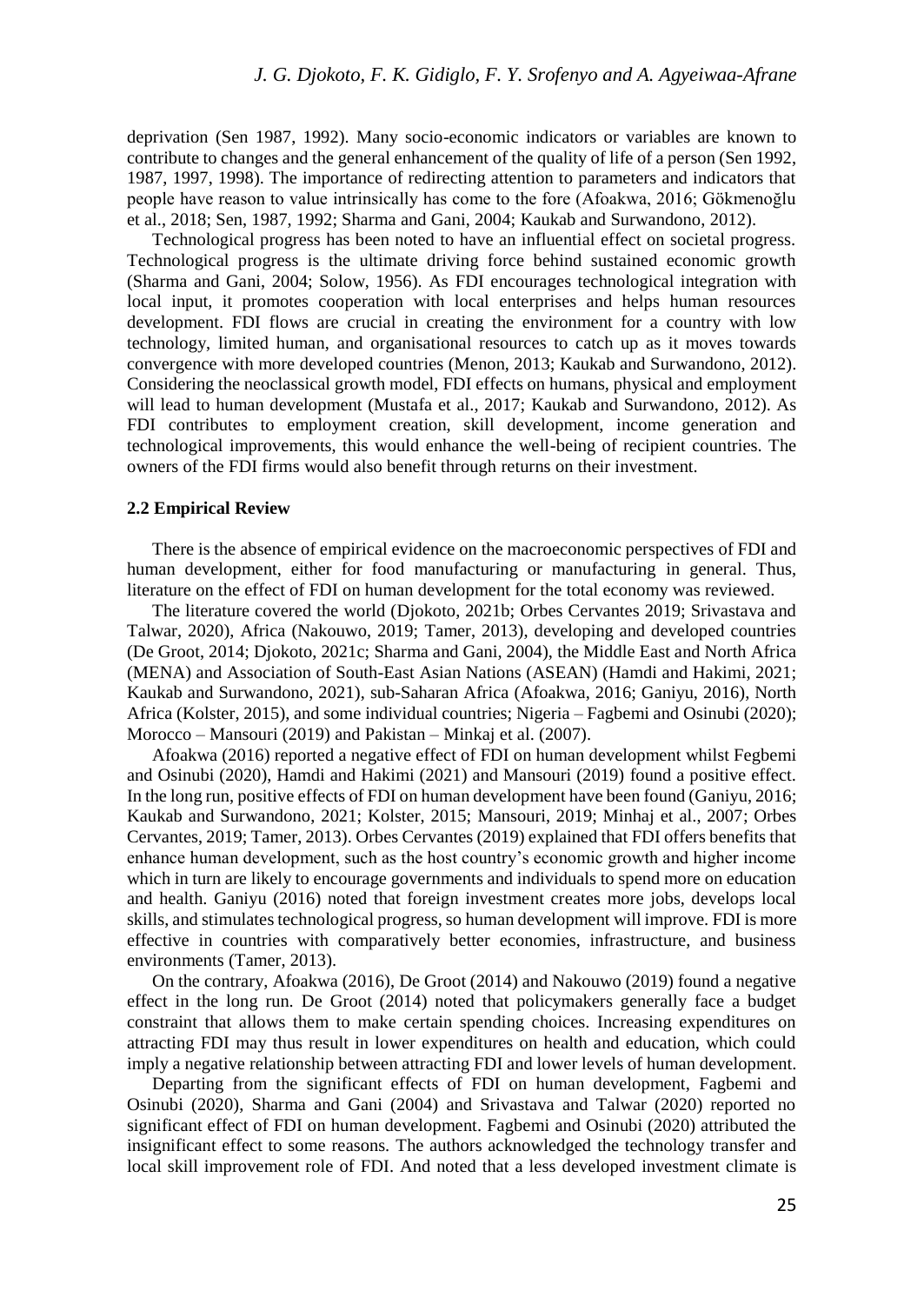deprivation (Sen 1987, 1992). Many socio-economic indicators or variables are known to contribute to changes and the general enhancement of the quality of life of a person (Sen 1992, 1987, 1997, 1998). The importance of redirecting attention to parameters and indicators that people have reason to value intrinsically has come to the fore (Afoakwa, 2016; Gökmenoğlu et al., 2018; Sen, 1987, 1992; Sharma and Gani, 2004; Kaukab and Surwandono, 2012).

Technological progress has been noted to have an influential effect on societal progress. Technological progress is the ultimate driving force behind sustained economic growth (Sharma and Gani, 2004; Solow, 1956). As FDI encourages technological integration with local input, it promotes cooperation with local enterprises and helps human resources development. FDI flows are crucial in creating the environment for a country with low technology, limited human, and organisational resources to catch up as it moves towards convergence with more developed countries (Menon, 2013; Kaukab and Surwandono, 2012). Considering the neoclassical growth model, FDI effects on humans, physical and employment will lead to human development (Mustafa et al., 2017; Kaukab and Surwandono, 2012). As FDI contributes to employment creation, skill development, income generation and technological improvements, this would enhance the well-being of recipient countries. The owners of the FDI firms would also benefit through returns on their investment.

### 2.2 Empirical Review

There is the absence of empirical evidence on the macroeconomic perspectives of FDI and human development, either for food manufacturing or manufacturing in general. Thus, literature on the effect of FDI on human development for the total economy was reviewed.

The literature covered the world (Djokoto, 2021b; Orbes Cervantes 2019; Srivastava and Talwar, 2020), Africa (Nakouwo, 2019; Tamer, 2013), developing and developed countries (De Groot, 2014; Djokoto, 2021c; Sharma and Gani, 2004), the Middle East and North Africa (MENA) and Association of South-East Asian Nations (ASEAN) (Hamdi and Hakimi, 2021; Kaukab and Surwandono, 2021), sub-Saharan Africa (Afoakwa, 2016; Ganiyu, 2016), North Africa (Kolster, 2015), and some individual countries; Nigeria – Fagbemi and Osinubi (2020); Morocco – Mansouri (2019) and Pakistan – Minkaj et al. (2007).

Afoakwa (2016) reported a negative effect of FDI on human development whilst Fegbemi and Osinubi (2020), Hamdi and Hakimi (2021) and Mansouri (2019) found a positive effect. In the long run, positive effects of FDI on human development have been found (Ganiyu, 2016; Kaukab and Surwandono, 2021; Kolster, 2015; Mansouri, 2019; Minhaj et al., 2007; Orbes Cervantes, 2019; Tamer, 2013). Orbes Cervantes (2019) explained that FDI offers benefits that enhance human development, such as the host country's economic growth and higher income which in turn are likely to encourage governments and individuals to spend more on education and health. Ganiyu (2016) noted that foreign investment creates more jobs, develops local skills, and stimulates technological progress, so human development will improve. FDI is more effective in countries with comparatively better economies, infrastructure, and business environments (Tamer, 2013).

On the contrary, Afoakwa (2016), De Groot (2014) and Nakouwo (2019) found a negative effect in the long run. De Groot (2014) noted that policymakers generally face a budget constraint that allows them to make certain spending choices. Increasing expenditures on attracting FDI may thus result in lower expenditures on health and education, which could imply a negative relationship between attracting FDI and lower levels of human development.

Departing from the significant effects of FDI on human development, Fagbemi and Osinubi (2020), Sharma and Gani (2004) and Srivastava and Talwar (2020) reported no significant effect of FDI on human development. Fagbemi and Osinubi (2020) attributed the insignificant effect to some reasons. The authors acknowledged the technology transfer and local skill improvement role of FDI. And noted that a less developed investment climate is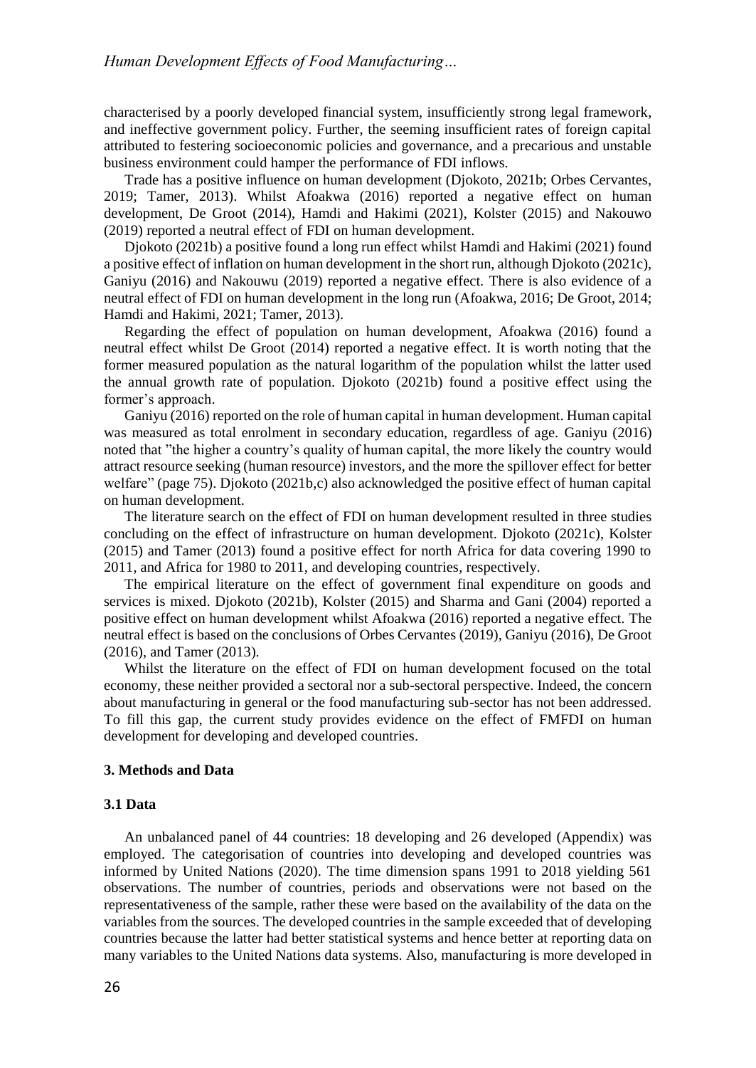characterised by a poorly developed financial system, insufficiently strong legal framework, and ineffective government policy. Further, the seeming insufficient rates of foreign capital attributed to festering socioeconomic policies and governance, and a precarious and unstable business environment could hamper the performance of FDI inflows.

Trade has a positive influence on human development (Djokoto, 2021b; Orbes Cervantes, 2019; Tamer, 2013). Whilst Afoakwa (2016) reported a negative effect on human development, De Groot (2014), Hamdi and Hakimi (2021), Kolster (2015) and Nakouwo (2019) reported a neutral effect of FDI on human development.

Djokoto (2021b) a positive found a long run effect whilst Hamdi and Hakimi (2021) found a positive effect of inflation on human development in the short run, although Djokoto (2021c), Ganiyu (2016) and Nakouwu (2019) reported a negative effect. There is also evidence of a neutral effect of FDI on human development in the long run (Afoakwa, 2016; De Groot, 2014; Hamdi and Hakimi, 2021; Tamer, 2013).

Regarding the effect of population on human development, Afoakwa (2016) found a neutral effect whilst De Groot (2014) reported a negative effect. It is worth noting that the former measured population as the natural logarithm of the population whilst the latter used the annual growth rate of population. Djokoto (2021b) found a positive effect using the former's approach.

Ganiyu (2016) reported on the role of human capital in human development. Human capital was measured as total enrolment in secondary education, regardless of age. Ganiyu (2016) noted that "the higher a country's quality of human capital, the more likely the country would attract resource seeking (human resource) investors, and the more the spillover effect for better welfare" (page 75). Djokoto (2021b,c) also acknowledged the positive effect of human capital on human development.

The literature search on the effect of FDI on human development resulted in three studies concluding on the effect of infrastructure on human development. Djokoto (2021c), Kolster (2015) and Tamer (2013) found a positive effect for north Africa for data covering 1990 to 2011, and Africa for 1980 to 2011, and developing countries, respectively.

The empirical literature on the effect of government final expenditure on goods and services is mixed. Djokoto (2021b), Kolster (2015) and Sharma and Gani (2004) reported a positive effect on human development whilst Afoakwa (2016) reported a negative effect. The neutral effect is based on the conclusions of Orbes Cervantes (2019), Ganiyu (2016), De Groot (2016), and Tamer (2013).

Whilst the literature on the effect of FDI on human development focused on the total economy, these neither provided a sectoral nor a sub-sectoral perspective. Indeed, the concern about manufacturing in general or the food manufacturing sub-sector has not been addressed. To fill this gap, the current study provides evidence on the effect of FMFDI on human development for developing and developed countries.

## 3. Methods and Data

### 3.1 Data

An unbalanced panel of 44 countries: 18 developing and 26 developed (Appendix) was employed. The categorisation of countries into developing and developed countries was informed by United Nations (2020). The time dimension spans 1991 to 2018 yielding 561 observations. The number of countries, periods and observations were not based on the representativeness of the sample, rather these were based on the availability of the data on the variables from the sources. The developed countries in the sample exceeded that of developing countries because the latter had better statistical systems and hence better at reporting data on many variables to the United Nations data systems. Also, manufacturing is more developed in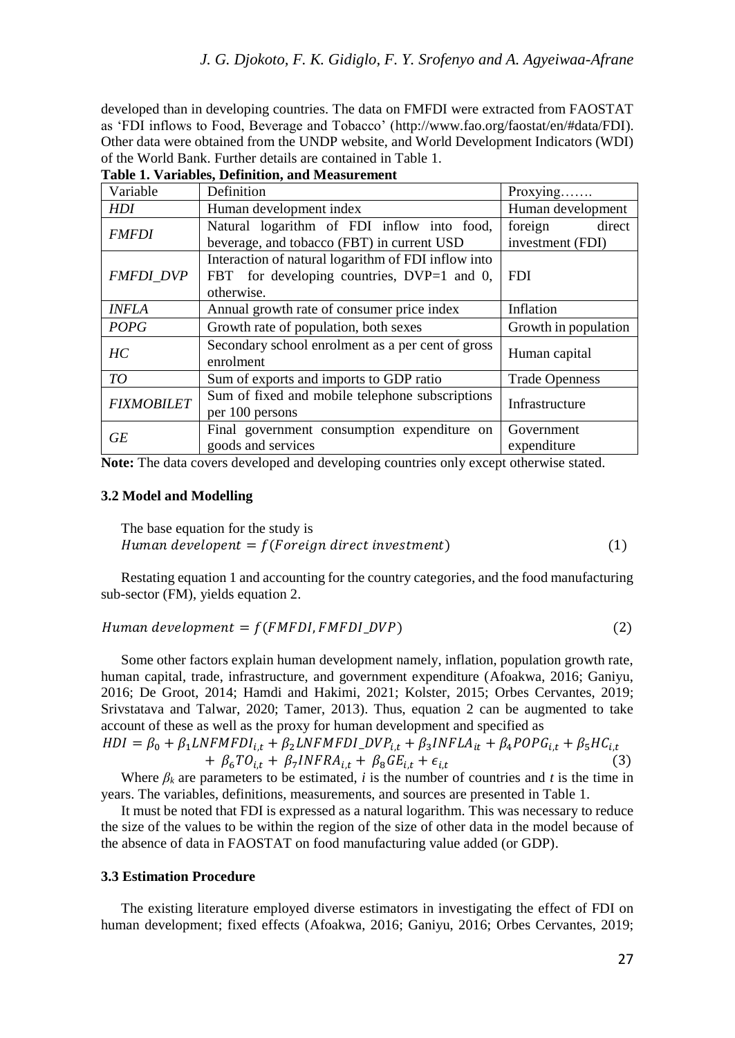developed than in developing countries. The data on FMFDI were extracted from FAOSTAT as 'FDI inflows to Food, Beverage and Tobacco' (http://www.fao.org/faostat/en/#data/FDI). Other data were obtained from the UNDP website, and World Development Indicators (WDI) of the World Bank. Further details are contained in Table 1.

**Table 1. Variables, Definition, and Measurement**

| Variable | Definition | Proxying……. |
|---|---|---|
| *HDI* | Human development index | Human development |
| *FMFDI* | Natural logarithm of FDI inflow into food, beverage, and tobacco (FBT) in current USD | foreign direct investment (FDI) |
| *FMFDI_DVP* | Interaction of natural logarithm of FDI inflow into FBT for developing countries, DVP=1 and 0, otherwise. | FDI |
| *INFLA* | Annual growth rate of consumer price index | Inflation |
| *POPG* | Growth rate of population, both sexes | Growth in population |
| *HC* | Secondary school enrolment as a per cent of gross enrolment | Human capital |
| *TO* | Sum of exports and imports to GDP ratio | Trade Openness |
| *FIXMOBILET* | Sum of fixed and mobile telephone subscriptions per 100 persons | Infrastructure |
| *GE* | Final government consumption expenditure on goods and services | Government expenditure |

**Note:** The data covers developed and developing countries only except otherwise stated.

### 3.2 Model and Modelling

The base equation for the study is

$$Human\ developent = f(Foreign\ direct\ investment) \tag{1}$$

Restating equation 1 and accounting for the country categories, and the food manufacturing sub-sector (FM), yields equation 2.

$$Human\ development = f(FMFDI, FMFDI\_DVP) \tag{2}$$

Some other factors explain human development namely, inflation, population growth rate, human capital, trade, infrastructure, and government expenditure (Afoakwa, 2016; Ganiyu, 2016; De Groot, 2014; Hamdi and Hakimi, 2021; Kolster, 2015; Orbes Cervantes, 2019; Srivstatava and Talwar, 2020; Tamer, 2013). Thus, equation 2 can be augmented to take account of these as well as the proxy for human development and specified as

$$HDI = \beta_0 + \beta_1 LNFMFDI_{i,t} + \beta_2 LNFMFDI\_DVP_{i,t} + \beta_3 INFLA_{it} + \beta_4 POPG_{i,t} + \beta_5 HC_{i,t} + \beta_6 TO_{i,t} + \beta_7 INFRA_{i,t} + \beta_8 GE_{i,t} + \epsilon_{i,t} \tag{3}$$

Where $\beta_k$ are parameters to be estimated, $i$ is the number of countries and $t$ is the time in years. The variables, definitions, measurements, and sources are presented in Table 1.

It must be noted that FDI is expressed as a natural logarithm. This was necessary to reduce the size of the values to be within the region of the size of other data in the model because of the absence of data in FAOSTAT on food manufacturing value added (or GDP).

### 3.3 Estimation Procedure

The existing literature employed diverse estimators in investigating the effect of FDI on human development; fixed effects (Afoakwa, 2016; Ganiyu, 2016; Orbes Cervantes, 2019;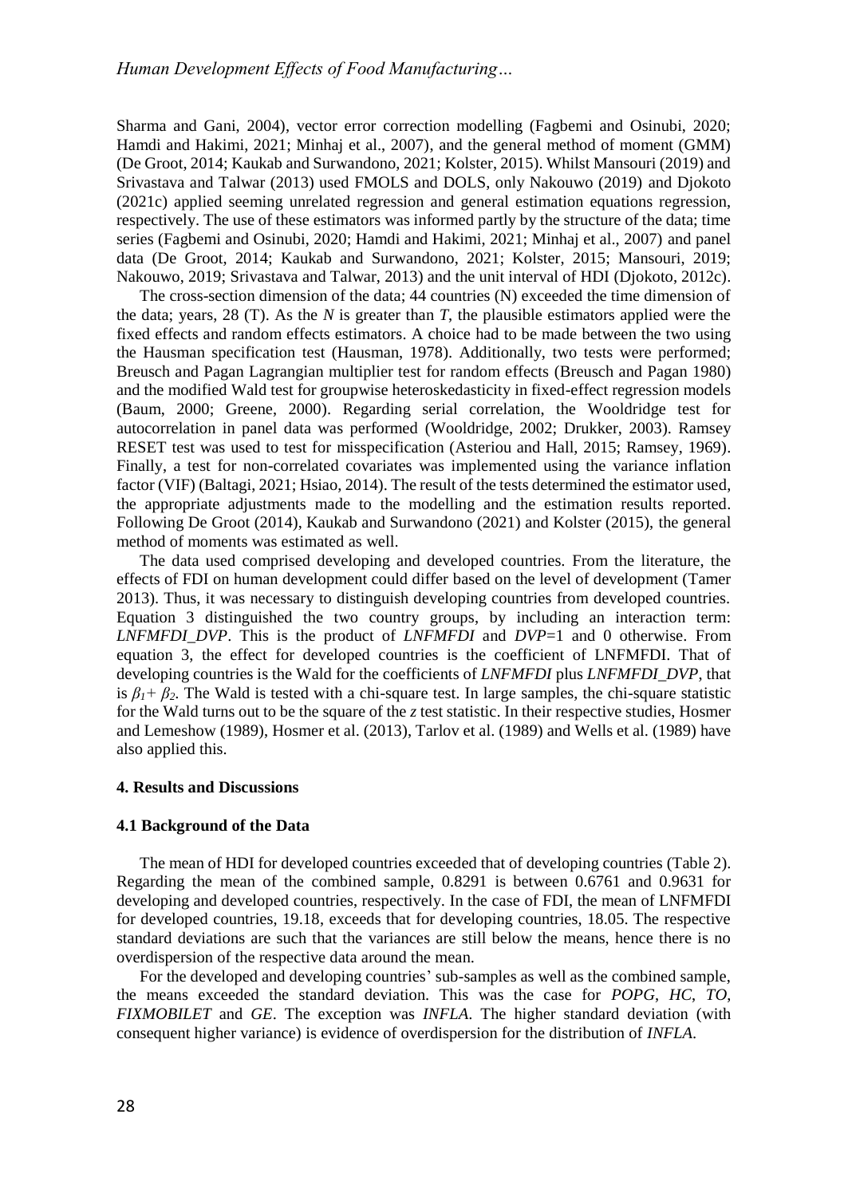Sharma and Gani, 2004), vector error correction modelling (Fagbemi and Osinubi, 2020; Hamdi and Hakimi, 2021; Minhaj et al., 2007), and the general method of moment (GMM) (De Groot, 2014; Kaukab and Surwandono, 2021; Kolster, 2015). Whilst Mansouri (2019) and Srivastava and Talwar (2013) used FMOLS and DOLS, only Nakouwo (2019) and Djokoto (2021c) applied seeming unrelated regression and general estimation equations regression, respectively. The use of these estimators was informed partly by the structure of the data; time series (Fagbemi and Osinubi, 2020; Hamdi and Hakimi, 2021; Minhaj et al., 2007) and panel data (De Groot, 2014; Kaukab and Surwandono, 2021; Kolster, 2015; Mansouri, 2019; Nakouwo, 2019; Srivastava and Talwar, 2013) and the unit interval of HDI (Djokoto, 2012c).

The cross-section dimension of the data; 44 countries (N) exceeded the time dimension of the data; years, 28 (T). As the *N* is greater than *T*, the plausible estimators applied were the fixed effects and random effects estimators. A choice had to be made between the two using the Hausman specification test (Hausman, 1978). Additionally, two tests were performed; Breusch and Pagan Lagrangian multiplier test for random effects (Breusch and Pagan 1980) and the modified Wald test for groupwise heteroskedasticity in fixed-effect regression models (Baum, 2000; Greene, 2000). Regarding serial correlation, the Wooldridge test for autocorrelation in panel data was performed (Wooldridge, 2002; Drukker, 2003). Ramsey RESET test was used to test for misspecification (Asteriou and Hall, 2015; Ramsey, 1969). Finally, a test for non-correlated covariates was implemented using the variance inflation factor (VIF) (Baltagi, 2021; Hsiao, 2014). The result of the tests determined the estimator used, the appropriate adjustments made to the modelling and the estimation results reported. Following De Groot (2014), Kaukab and Surwandono (2021) and Kolster (2015), the general method of moments was estimated as well.

The data used comprised developing and developed countries. From the literature, the effects of FDI on human development could differ based on the level of development (Tamer 2013). Thus, it was necessary to distinguish developing countries from developed countries. Equation 3 distinguished the two country groups, by including an interaction term: *LNFMFDI_DVP*. This is the product of *LNFMFDI* and *DVP*=1 and 0 otherwise. From equation 3, the effect for developed countries is the coefficient of LNFMFDI. That of developing countries is the Wald for the coefficients of *LNFMFDI* plus *LNFMFDI_DVP*, that is $\beta_1 + \beta_2$. The Wald is tested with a chi-square test. In large samples, the chi-square statistic for the Wald turns out to be the square of the *z* test statistic. In their respective studies, Hosmer and Lemeshow (1989), Hosmer et al. (2013), Tarlov et al. (1989) and Wells et al. (1989) have also applied this.

## 4. Results and Discussions

### 4.1 Background of the Data

The mean of HDI for developed countries exceeded that of developing countries (Table 2). Regarding the mean of the combined sample, 0.8291 is between 0.6761 and 0.9631 for developing and developed countries, respectively. In the case of FDI, the mean of LNFMFDI for developed countries, 19.18, exceeds that for developing countries, 18.05. The respective standard deviations are such that the variances are still below the means, hence there is no overdispersion of the respective data around the mean.

For the developed and developing countries' sub-samples as well as the combined sample, the means exceeded the standard deviation. This was the case for *POPG*, *HC*, *TO*, *FIXMOBILET* and *GE*. The exception was *INFLA*. The higher standard deviation (with consequent higher variance) is evidence of overdispersion for the distribution of *INFLA*.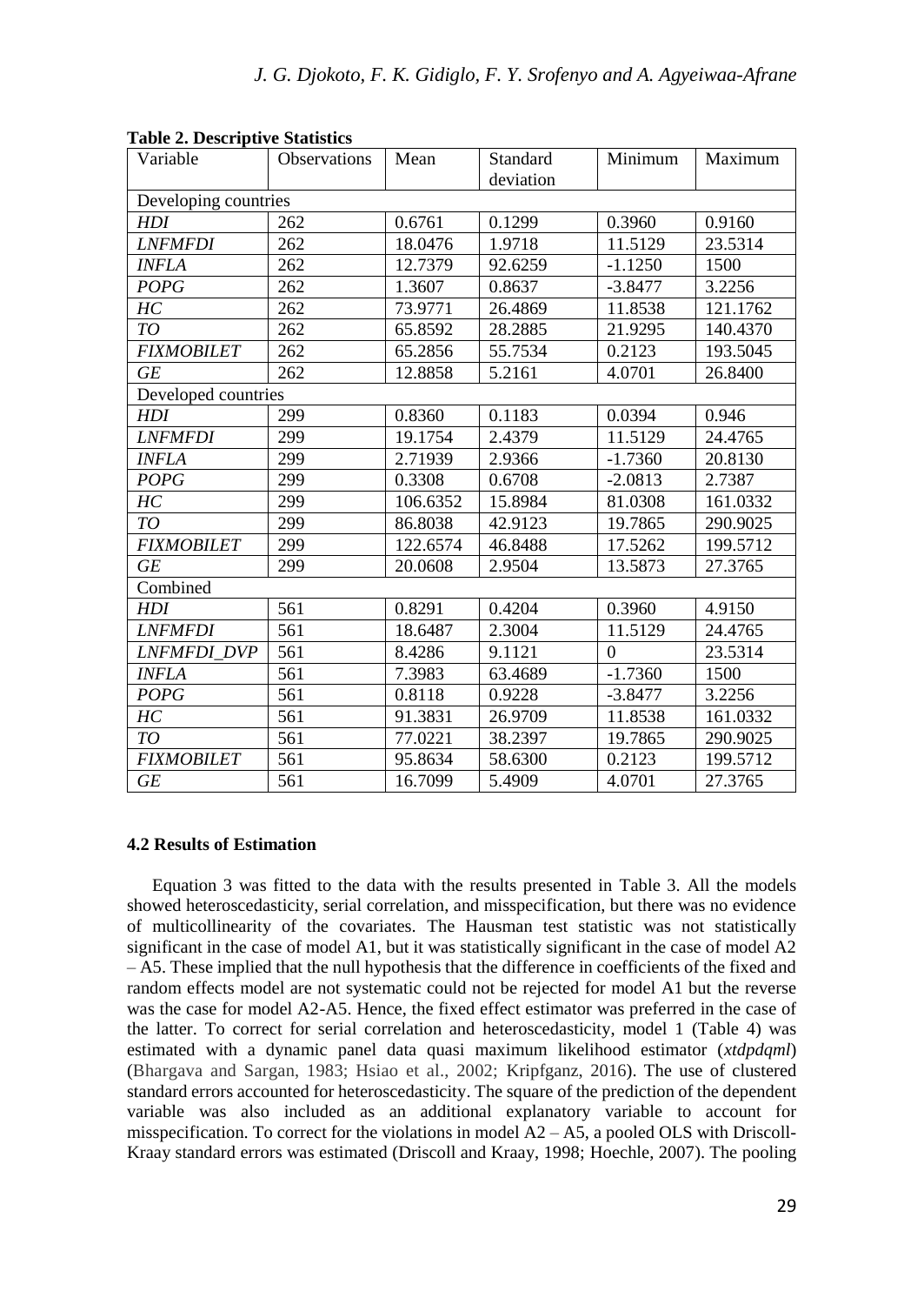**Table 2. Descriptive Statistics**

| Variable | Observations | Mean | Standard deviation | Minimum | Maximum |
|---|---|---|---|---|---|
| Developing countries | | | | | |
| *HDI* | 262 | 0.6761 | 0.1299 | 0.3960 | 0.9160 |
| *LNFMFDI* | 262 | 18.0476 | 1.9718 | 11.5129 | 23.5314 |
| *INFLA* | 262 | 12.7379 | 92.6259 | -1.1250 | 1500 |
| *POPG* | 262 | 1.3607 | 0.8637 | -3.8477 | 3.2256 |
| *HC* | 262 | 73.9771 | 26.4869 | 11.8538 | 121.1762 |
| *TO* | 262 | 65.8592 | 28.2885 | 21.9295 | 140.4370 |
| *FIXMOBILET* | 262 | 65.2856 | 55.7534 | 0.2123 | 193.5045 |
| *GE* | 262 | 12.8858 | 5.2161 | 4.0701 | 26.8400 |
| Developed countries | | | | | |
| *HDI* | 299 | 0.8360 | 0.1183 | 0.0394 | 0.946 |
| *LNFMFDI* | 299 | 19.1754 | 2.4379 | 11.5129 | 24.4765 |
| *INFLA* | 299 | 2.71939 | 2.9366 | -1.7360 | 20.8130 |
| *POPG* | 299 | 0.3308 | 0.6708 | -2.0813 | 2.7387 |
| *HC* | 299 | 106.6352 | 15.8984 | 81.0308 | 161.0332 |
| *TO* | 299 | 86.8038 | 42.9123 | 19.7865 | 290.9025 |
| *FIXMOBILET* | 299 | 122.6574 | 46.8488 | 17.5262 | 199.5712 |
| *GE* | 299 | 20.0608 | 2.9504 | 13.5873 | 27.3765 |
| Combined | | | | | |
| *HDI* | 561 | 0.8291 | 0.4204 | 0.3960 | 4.9150 |
| *LNFMFDI* | 561 | 18.6487 | 2.3004 | 11.5129 | 24.4765 |
| *LNFMFDI_DVP* | 561 | 8.4286 | 9.1121 | 0 | 23.5314 |
| *INFLA* | 561 | 7.3983 | 63.4689 | -1.7360 | 1500 |
| *POPG* | 561 | 0.8118 | 0.9228 | -3.8477 | 3.2256 |
| *HC* | 561 | 91.3831 | 26.9709 | 11.8538 | 161.0332 |
| *TO* | 561 | 77.0221 | 38.2397 | 19.7865 | 290.9025 |
| *FIXMOBILET* | 561 | 95.8634 | 58.6300 | 0.2123 | 199.5712 |
| *GE* | 561 | 16.7099 | 5.4909 | 4.0701 | 27.3765 |

### 4.2 Results of Estimation

Equation 3 was fitted to the data with the results presented in Table 3. All the models showed heteroscedasticity, serial correlation, and misspecification, but there was no evidence of multicollinearity of the covariates. The Hausman test statistic was not statistically significant in the case of model A1, but it was statistically significant in the case of model A2 – A5. These implied that the null hypothesis that the difference in coefficients of the fixed and random effects model are not systematic could not be rejected for model A1 but the reverse was the case for model A2-A5. Hence, the fixed effect estimator was preferred in the case of the latter. To correct for serial correlation and heteroscedasticity, model 1 (Table 4) was estimated with a dynamic panel data quasi maximum likelihood estimator (*xtdpdqml*) (Bhargava and Sargan, 1983; Hsiao et al., 2002; Kripfganz, 2016). The use of clustered standard errors accounted for heteroscedasticity. The square of the prediction of the dependent variable was also included as an additional explanatory variable to account for misspecification. To correct for the violations in model A2 – A5, a pooled OLS with Driscoll-Kraay standard errors was estimated (Driscoll and Kraay, 1998; Hoechle, 2007). The pooling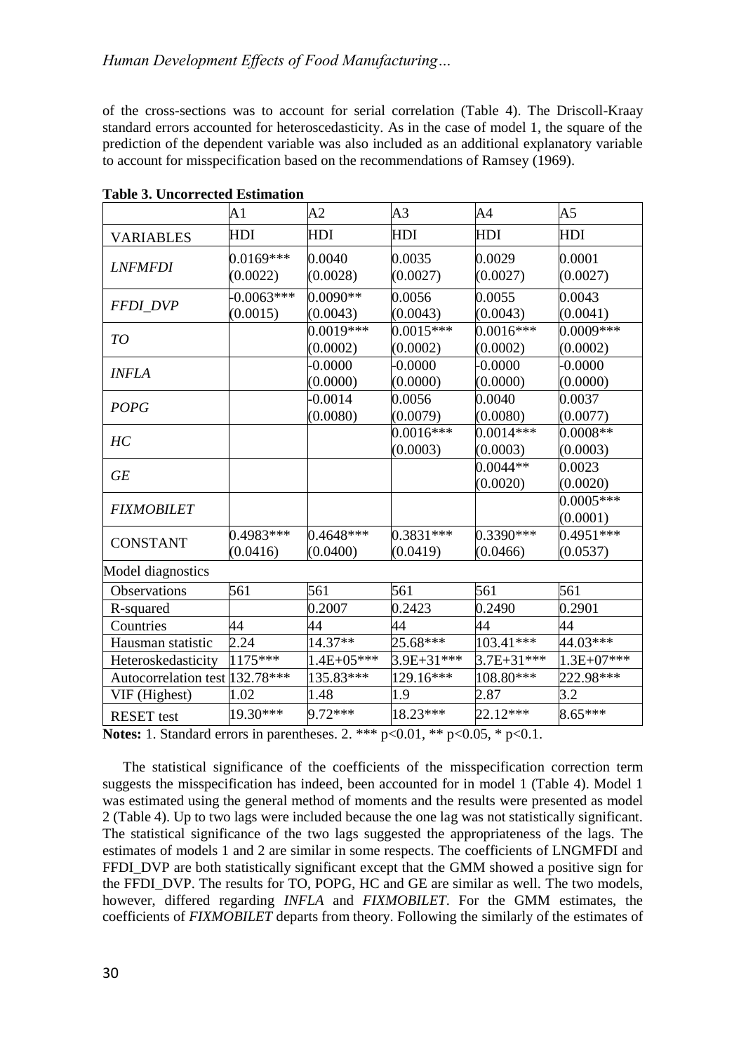of the cross-sections was to account for serial correlation (Table 4). The Driscoll-Kraay standard errors accounted for heteroscedasticity. As in the case of model 1, the square of the prediction of the dependent variable was also included as an additional explanatory variable to account for misspecification based on the recommendations of Ramsey (1969).

**Table 3. Uncorrected Estimation**

| | A1 | A2 | A3 | A4 | A5 |
|---|---|---|---|---|---|
| VARIABLES | HDI | HDI | HDI | HDI | HDI |
| *LNFMFDI* | 0.0169*** (0.0022) | 0.0040 (0.0028) | 0.0035 (0.0027) | 0.0029 (0.0027) | 0.0001 (0.0027) |
| *FFDI_DVP* | -0.0063*** (0.0015) | 0.0090** (0.0043) | 0.0056 (0.0043) | 0.0055 (0.0043) | 0.0043 (0.0041) |
| *TO* | | 0.0019*** (0.0002) | 0.0015*** (0.0002) | 0.0016*** (0.0002) | 0.0009*** (0.0002) |
| *INFLA* | | -0.0000 (0.0000) | -0.0000 (0.0000) | -0.0000 (0.0000) | -0.0000 (0.0000) |
| *POPG* | | -0.0014 (0.0080) | 0.0056 (0.0079) | 0.0040 (0.0080) | 0.0037 (0.0077) |
| *HC* | | | 0.0016*** (0.0003) | 0.0014*** (0.0003) | 0.0008** (0.0003) |
| *GE* | | | | 0.0044** (0.0020) | 0.0023 (0.0020) |
| *FIXMOBILET* | | | | | 0.0005*** (0.0001) |
| CONSTANT | 0.4983*** (0.0416) | 0.4648*** (0.0400) | 0.3831*** (0.0419) | 0.3390*** (0.0466) | 0.4951*** (0.0537) |
| Model diagnostics | | | | | |
| Observations | 561 | 561 | 561 | 561 | 561 |
| R-squared | | 0.2007 | 0.2423 | 0.2490 | 0.2901 |
| Countries | 44 | 44 | 44 | 44 | 44 |
| Hausman statistic | 2.24 | 14.37** | 25.68*** | 103.41*** | 44.03*** |
| Heteroskedasticity | 1175*** | 1.4E+05*** | 3.9E+31*** | 3.7E+31*** | 1.3E+07*** |
| Autocorrelation test | 132.78*** | 135.83*** | 129.16*** | 108.80*** | 222.98*** |
| VIF (Highest) | 1.02 | 1.48 | 1.9 | 2.87 | 3.2 |
| RESET test | 19.30*** | 9.72*** | 18.23*** | 22.12*** | 8.65*** |

**Notes:** 1. Standard errors in parentheses. 2. *** $p<0.01$, ** $p<0.05$, * $p<0.1$.

The statistical significance of the coefficients of the misspecification correction term suggests the misspecification has indeed, been accounted for in model 1 (Table 4). Model 1 was estimated using the general method of moments and the results were presented as model 2 (Table 4). Up to two lags were included because the one lag was not statistically significant. The statistical significance of the two lags suggested the appropriateness of the lags. The estimates of models 1 and 2 are similar in some respects. The coefficients of LNGMFDI and FFDI_DVP are both statistically significant except that the GMM showed a positive sign for the FFDI_DVP. The results for TO, POPG, HC and GE are similar as well. The two models, however, differed regarding *INFLA* and *FIXMOBILET*. For the GMM estimates, the coefficients of *FIXMOBILET* departs from theory. Following the similarly of the estimates of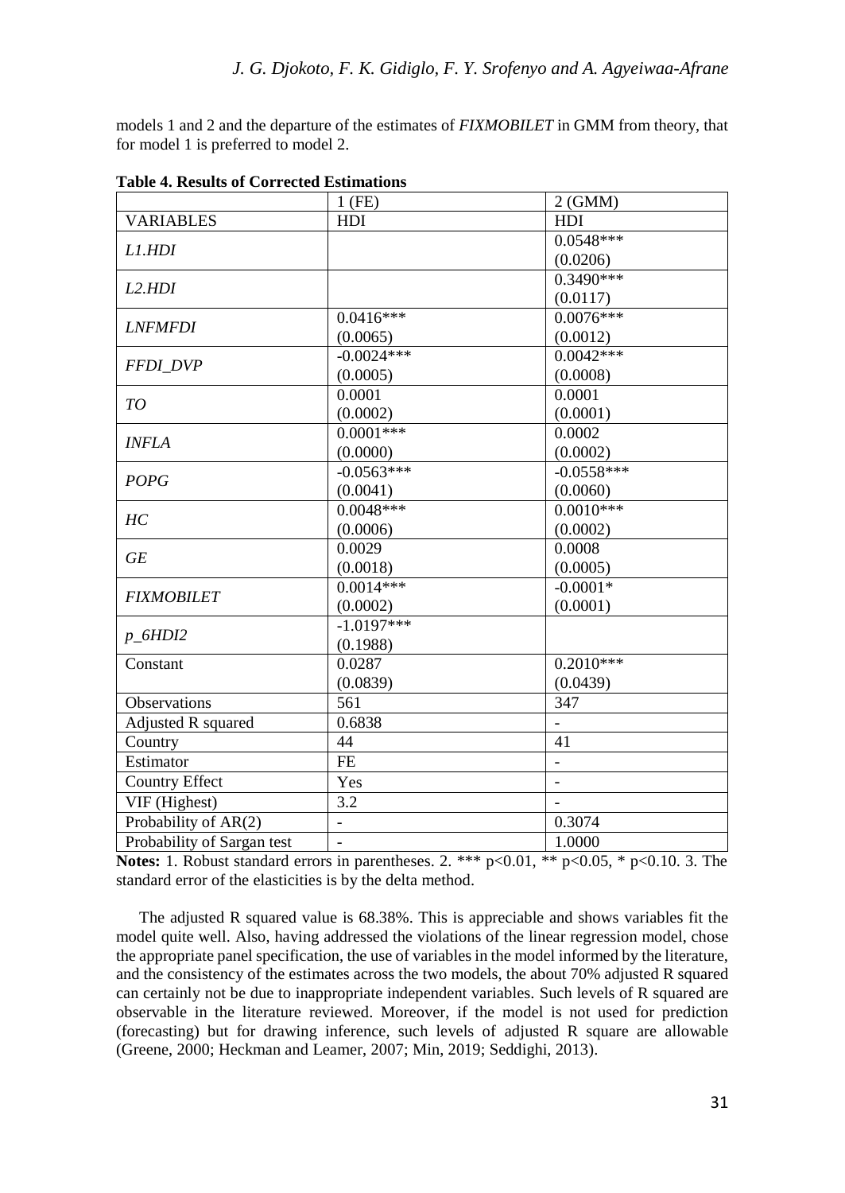models 1 and 2 and the departure of the estimates of *FIXMOBILET* in GMM from theory, that for model 1 is preferred to model 2.

**Table 4. Results of Corrected Estimations**

| | 1 (FE) | 2 (GMM) |
|---|---|---|
| VARIABLES | HDI | HDI |
| *L1.HDI* | | 0.0548*** (0.0206) |
| *L2.HDI* | | 0.3490*** (0.0117) |
| *LNFMFDI* | 0.0416*** (0.0065) | 0.0076*** (0.0012) |
| *FFDI_DVP* | -0.0024*** (0.0005) | 0.0042*** (0.0008) |
| *TO* | 0.0001 (0.0002) | 0.0001 (0.0001) |
| *INFLA* | 0.0001*** (0.0000) | 0.0002 (0.0002) |
| *POPG* | -0.0563*** (0.0041) | -0.0558*** (0.0060) |
| *HC* | 0.0048*** (0.0006) | 0.0010*** (0.0002) |
| *GE* | 0.0029 (0.0018) | 0.0008 (0.0005) |
| *FIXMOBILET* | 0.0014*** (0.0002) | -0.0001* (0.0001) |
| *p_6HDI2* | -1.0197*** (0.1988) | |
| Constant | 0.0287 (0.0839) | 0.2010*** (0.0439) |
| Observations | 561 | 347 |
| Adjusted R squared | 0.6838 | - |
| Country | 44 | 41 |
| Estimator | FE | - |
| Country Effect | Yes | - |
| VIF (Highest) | 3.2 | - |
| Probability of AR(2) | - | 0.3074 |
| Probability of Sargan test | - | 1.0000 |

**Notes:** 1. Robust standard errors in parentheses. 2. *** $p<0.01$, ** $p<0.05$, * $p<0.10$. 3. The standard error of the elasticities is by the delta method.

The adjusted R squared value is 68.38%. This is appreciable and shows variables fit the model quite well. Also, having addressed the violations of the linear regression model, chose the appropriate panel specification, the use of variables in the model informed by the literature, and the consistency of the estimates across the two models, the about 70% adjusted R squared can certainly not be due to inappropriate independent variables. Such levels of R squared are observable in the literature reviewed. Moreover, if the model is not used for prediction (forecasting) but for drawing inference, such levels of adjusted R square are allowable (Greene, 2000; Heckman and Leamer, 2007; Min, 2019; Seddighi, 2013).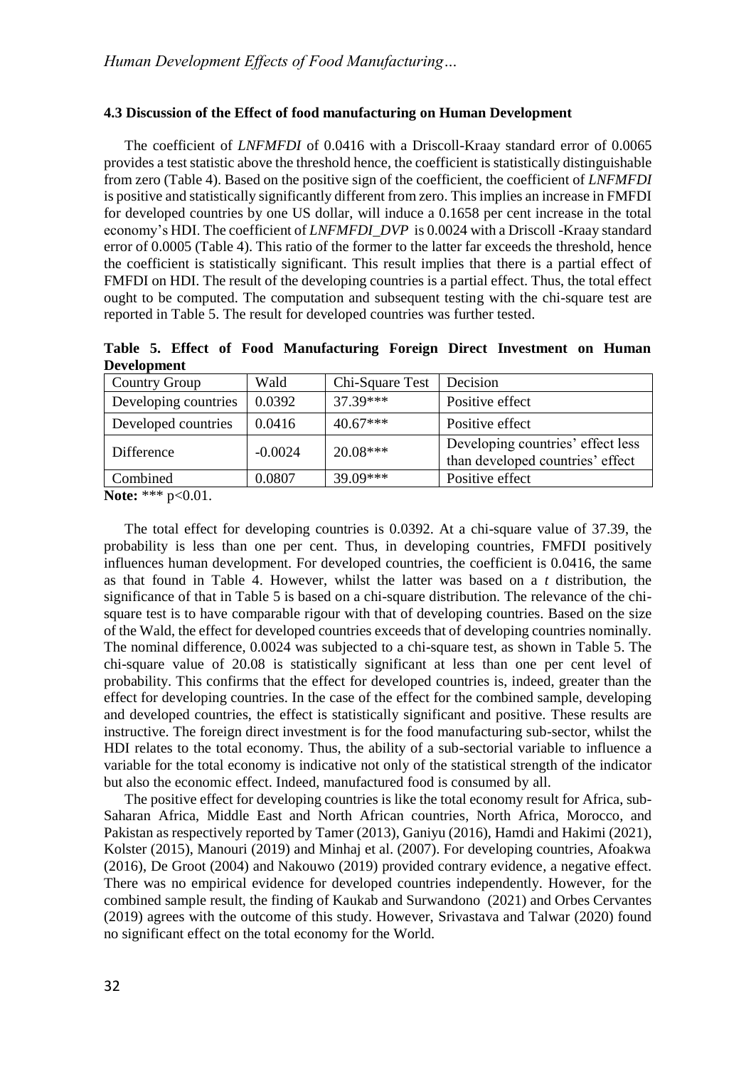### 4.3 Discussion of the Effect of food manufacturing on Human Development

The coefficient of *LNFMFDI* of 0.0416 with a Driscoll-Kraay standard error of 0.0065 provides a test statistic above the threshold hence, the coefficient is statistically distinguishable from zero (Table 4). Based on the positive sign of the coefficient, the coefficient of *LNFMFDI* is positive and statistically significantly different from zero. This implies an increase in FMFDI for developed countries by one US dollar, will induce a 0.1658 per cent increase in the total economy's HDI. The coefficient of *LNFMFDI_DVP* is 0.0024 with a Driscoll -Kraay standard error of 0.0005 (Table 4). This ratio of the former to the latter far exceeds the threshold, hence the coefficient is statistically significant. This result implies that there is a partial effect of FMFDI on HDI. The result of the developing countries is a partial effect. Thus, the total effect ought to be computed. The computation and subsequent testing with the chi-square test are reported in Table 5. The result for developed countries was further tested.

**Table 5. Effect of Food Manufacturing Foreign Direct Investment on Human Development**

| Country Group | Wald | Chi-Square Test | Decision |
|---|---|---|---|
| Developing countries | 0.0392 | 37.39*** | Positive effect |
| Developed countries | 0.0416 | 40.67*** | Positive effect |
| Difference | -0.0024 | 20.08*** | Developing countries' effect less than developed countries' effect |
| Combined | 0.0807 | 39.09*** | Positive effect |

**Note:** *** $p<0.01$.

The total effect for developing countries is 0.0392. At a chi-square value of 37.39, the probability is less than one per cent. Thus, in developing countries, FMFDI positively influences human development. For developed countries, the coefficient is 0.0416, the same as that found in Table 4. However, whilst the latter was based on a *t* distribution, the significance of that in Table 5 is based on a chi-square distribution. The relevance of the chi-square test is to have comparable rigour with that of developing countries. Based on the size of the Wald, the effect for developed countries exceeds that of developing countries nominally. The nominal difference, 0.0024 was subjected to a chi-square test, as shown in Table 5. The chi-square value of 20.08 is statistically significant at less than one per cent level of probability. This confirms that the effect for developed countries is, indeed, greater than the effect for developing countries. In the case of the effect for the combined sample, developing and developed countries, the effect is statistically significant and positive. These results are instructive. The foreign direct investment is for the food manufacturing sub-sector, whilst the HDI relates to the total economy. Thus, the ability of a sub-sectorial variable to influence a variable for the total economy is indicative not only of the statistical strength of the indicator but also the economic effect. Indeed, manufactured food is consumed by all.

The positive effect for developing countries is like the total economy result for Africa, sub-Saharan Africa, Middle East and North African countries, North Africa, Morocco, and Pakistan as respectively reported by Tamer (2013), Ganiyu (2016), Hamdi and Hakimi (2021), Kolster (2015), Manouri (2019) and Minhaj et al. (2007). For developing countries, Afoakwa (2016), De Groot (2004) and Nakouwo (2019) provided contrary evidence, a negative effect. There was no empirical evidence for developed countries independently. However, for the combined sample result, the finding of Kaukab and Surwandono (2021) and Orbes Cervantes (2019) agrees with the outcome of this study. However, Srivastava and Talwar (2020) found no significant effect on the total economy for the World.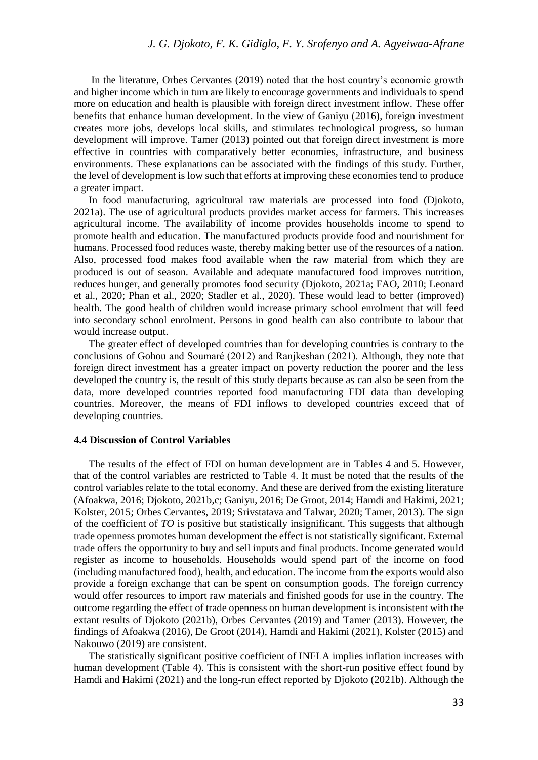In the literature, Orbes Cervantes (2019) noted that the host country's economic growth and higher income which in turn are likely to encourage governments and individuals to spend more on education and health is plausible with foreign direct investment inflow. These offer benefits that enhance human development. In the view of Ganiyu (2016), foreign investment creates more jobs, develops local skills, and stimulates technological progress, so human development will improve. Tamer (2013) pointed out that foreign direct investment is more effective in countries with comparatively better economies, infrastructure, and business environments. These explanations can be associated with the findings of this study. Further, the level of development is low such that efforts at improving these economies tend to produce a greater impact.

In food manufacturing, agricultural raw materials are processed into food (Djokoto, 2021a). The use of agricultural products provides market access for farmers. This increases agricultural income. The availability of income provides households income to spend to promote health and education. The manufactured products provide food and nourishment for humans. Processed food reduces waste, thereby making better use of the resources of a nation. Also, processed food makes food available when the raw material from which they are produced is out of season. Available and adequate manufactured food improves nutrition, reduces hunger, and generally promotes food security (Djokoto, 2021a; FAO, 2010; Leonard et al., 2020; Phan et al., 2020; Stadler et al., 2020). These would lead to better (improved) health. The good health of children would increase primary school enrolment that will feed into secondary school enrolment. Persons in good health can also contribute to labour that would increase output.

The greater effect of developed countries than for developing countries is contrary to the conclusions of Gohou and Soumaré (2012) and Ranjkeshan (2021). Although, they note that foreign direct investment has a greater impact on poverty reduction the poorer and the less developed the country is, the result of this study departs because as can also be seen from the data, more developed countries reported food manufacturing FDI data than developing countries. Moreover, the means of FDI inflows to developed countries exceed that of developing countries.

### 4.4 Discussion of Control Variables

The results of the effect of FDI on human development are in Tables 4 and 5. However, that of the control variables are restricted to Table 4. It must be noted that the results of the control variables relate to the total economy. And these are derived from the existing literature (Afoakwa, 2016; Djokoto, 2021b,c; Ganiyu, 2016; De Groot, 2014; Hamdi and Hakimi, 2021; Kolster, 2015; Orbes Cervantes, 2019; Srivstatava and Talwar, 2020; Tamer, 2013). The sign of the coefficient of *TO* is positive but statistically insignificant. This suggests that although trade openness promotes human development the effect is not statistically significant. External trade offers the opportunity to buy and sell inputs and final products. Income generated would register as income to households. Households would spend part of the income on food (including manufactured food), health, and education. The income from the exports would also provide a foreign exchange that can be spent on consumption goods. The foreign currency would offer resources to import raw materials and finished goods for use in the country. The outcome regarding the effect of trade openness on human development is inconsistent with the extant results of Djokoto (2021b), Orbes Cervantes (2019) and Tamer (2013). However, the findings of Afoakwa (2016), De Groot (2014), Hamdi and Hakimi (2021), Kolster (2015) and Nakouwo (2019) are consistent.

The statistically significant positive coefficient of INFLA implies inflation increases with human development (Table 4). This is consistent with the short-run positive effect found by Hamdi and Hakimi (2021) and the long-run effect reported by Djokoto (2021b). Although the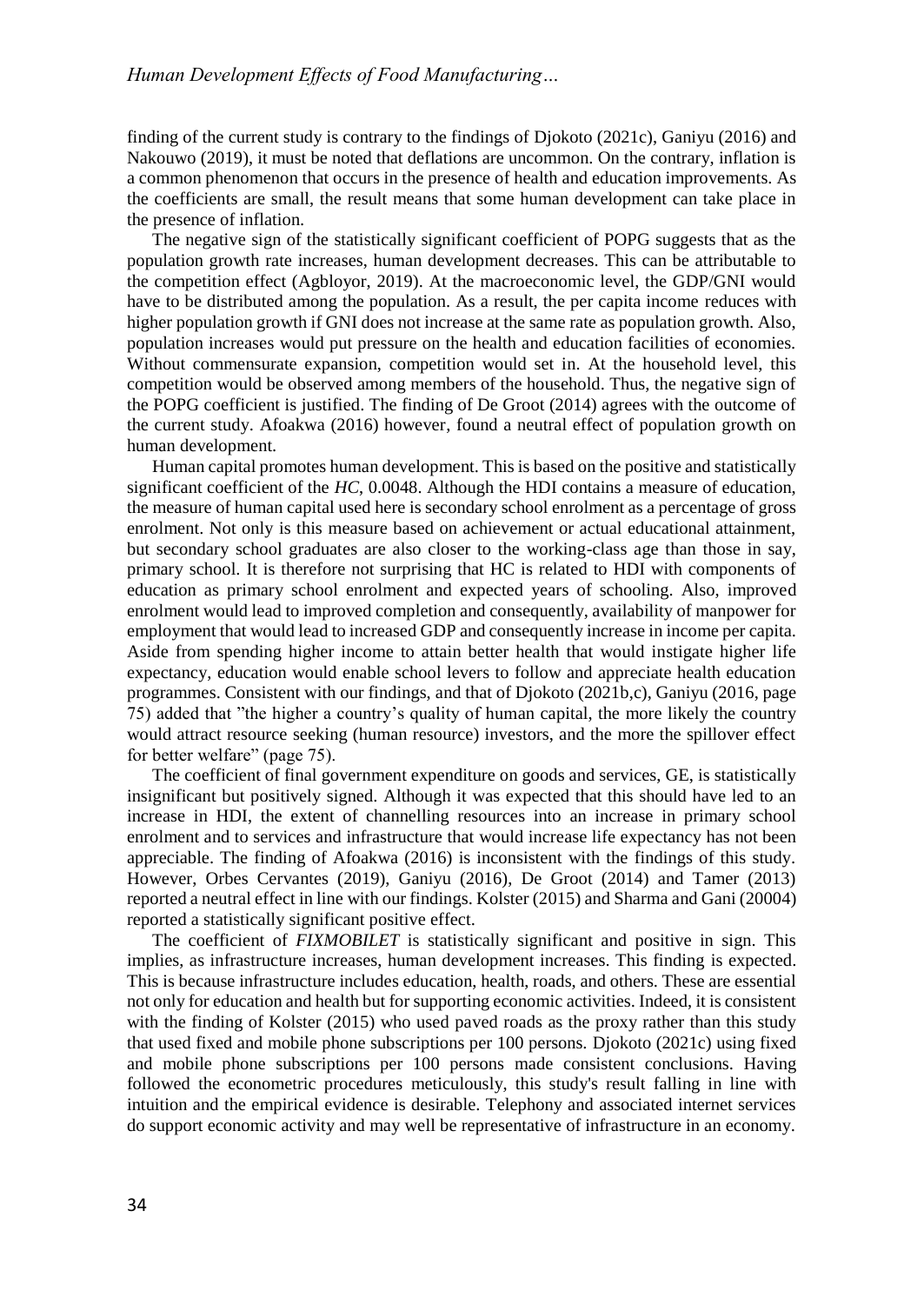finding of the current study is contrary to the findings of Djokoto (2021c), Ganiyu (2016) and Nakouwo (2019), it must be noted that deflations are uncommon. On the contrary, inflation is a common phenomenon that occurs in the presence of health and education improvements. As the coefficients are small, the result means that some human development can take place in the presence of inflation.

The negative sign of the statistically significant coefficient of POPG suggests that as the population growth rate increases, human development decreases. This can be attributable to the competition effect (Agbloyor, 2019). At the macroeconomic level, the GDP/GNI would have to be distributed among the population. As a result, the per capita income reduces with higher population growth if GNI does not increase at the same rate as population growth. Also, population increases would put pressure on the health and education facilities of economies. Without commensurate expansion, competition would set in. At the household level, this competition would be observed among members of the household. Thus, the negative sign of the POPG coefficient is justified. The finding of De Groot (2014) agrees with the outcome of the current study. Afoakwa (2016) however, found a neutral effect of population growth on human development.

Human capital promotes human development. This is based on the positive and statistically significant coefficient of the *HC*, 0.0048. Although the HDI contains a measure of education, the measure of human capital used here is secondary school enrolment as a percentage of gross enrolment. Not only is this measure based on achievement or actual educational attainment, but secondary school graduates are also closer to the working-class age than those in say, primary school. It is therefore not surprising that HC is related to HDI with components of education as primary school enrolment and expected years of schooling. Also, improved enrolment would lead to improved completion and consequently, availability of manpower for employment that would lead to increased GDP and consequently increase in income per capita. Aside from spending higher income to attain better health that would instigate higher life expectancy, education would enable school levers to follow and appreciate health education programmes. Consistent with our findings, and that of Djokoto (2021b,c), Ganiyu (2016, page 75) added that "the higher a country's quality of human capital, the more likely the country would attract resource seeking (human resource) investors, and the more the spillover effect for better welfare" (page 75).

The coefficient of final government expenditure on goods and services, GE, is statistically insignificant but positively signed. Although it was expected that this should have led to an increase in HDI, the extent of channelling resources into an increase in primary school enrolment and to services and infrastructure that would increase life expectancy has not been appreciable. The finding of Afoakwa (2016) is inconsistent with the findings of this study. However, Orbes Cervantes (2019), Ganiyu (2016), De Groot (2014) and Tamer (2013) reported a neutral effect in line with our findings. Kolster (2015) and Sharma and Gani (20004) reported a statistically significant positive effect.

The coefficient of *FIXMOBILET* is statistically significant and positive in sign. This implies, as infrastructure increases, human development increases. This finding is expected. This is because infrastructure includes education, health, roads, and others. These are essential not only for education and health but for supporting economic activities. Indeed, it is consistent with the finding of Kolster (2015) who used paved roads as the proxy rather than this study that used fixed and mobile phone subscriptions per 100 persons. Djokoto (2021c) using fixed and mobile phone subscriptions per 100 persons made consistent conclusions. Having followed the econometric procedures meticulously, this study's result falling in line with intuition and the empirical evidence is desirable. Telephony and associated internet services do support economic activity and may well be representative of infrastructure in an economy.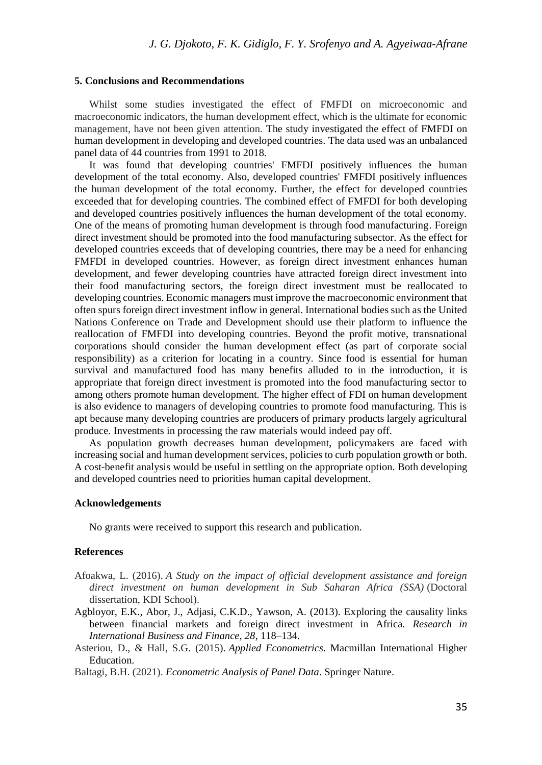## 5. Conclusions and Recommendations

Whilst some studies investigated the effect of FMFDI on microeconomic and macroeconomic indicators, the human development effect, which is the ultimate for economic management, have not been given attention. The study investigated the effect of FMFDI on human development in developing and developed countries. The data used was an unbalanced panel data of 44 countries from 1991 to 2018.

It was found that developing countries' FMFDI positively influences the human development of the total economy. Also, developed countries' FMFDI positively influences the human development of the total economy. Further, the effect for developed countries exceeded that for developing countries. The combined effect of FMFDI for both developing and developed countries positively influences the human development of the total economy. One of the means of promoting human development is through food manufacturing. Foreign direct investment should be promoted into the food manufacturing subsector. As the effect for developed countries exceeds that of developing countries, there may be a need for enhancing FMFDI in developed countries. However, as foreign direct investment enhances human development, and fewer developing countries have attracted foreign direct investment into their food manufacturing sectors, the foreign direct investment must be reallocated to developing countries. Economic managers must improve the macroeconomic environment that often spurs foreign direct investment inflow in general. International bodies such as the United Nations Conference on Trade and Development should use their platform to influence the reallocation of FMFDI into developing countries. Beyond the profit motive, transnational corporations should consider the human development effect (as part of corporate social responsibility) as a criterion for locating in a country. Since food is essential for human survival and manufactured food has many benefits alluded to in the introduction, it is appropriate that foreign direct investment is promoted into the food manufacturing sector to among others promote human development. The higher effect of FDI on human development is also evidence to managers of developing countries to promote food manufacturing. This is apt because many developing countries are producers of primary products largely agricultural produce. Investments in processing the raw materials would indeed pay off.

As population growth decreases human development, policymakers are faced with increasing social and human development services, policies to curb population growth or both. A cost-benefit analysis would be useful in settling on the appropriate option. Both developing and developed countries need to priorities human capital development.

## Acknowledgements

No grants were received to support this research and publication.

## References

Afoakwa, L. (2016). *A Study on the impact of official development assistance and foreign direct investment on human development in Sub Saharan Africa (SSA)* (Doctoral dissertation, KDI School).

Agbloyor, E.K., Abor, J., Adjasi, C.K.D., Yawson, A. (2013). Exploring the causality links between financial markets and foreign direct investment in Africa. *Research in International Business and Finance, 28*, 118–134.

Asteriou, D., & Hall, S.G. (2015). *Applied Econometrics*. Macmillan International Higher Education.

Baltagi, B.H. (2021). *Econometric Analysis of Panel Data*. Springer Nature.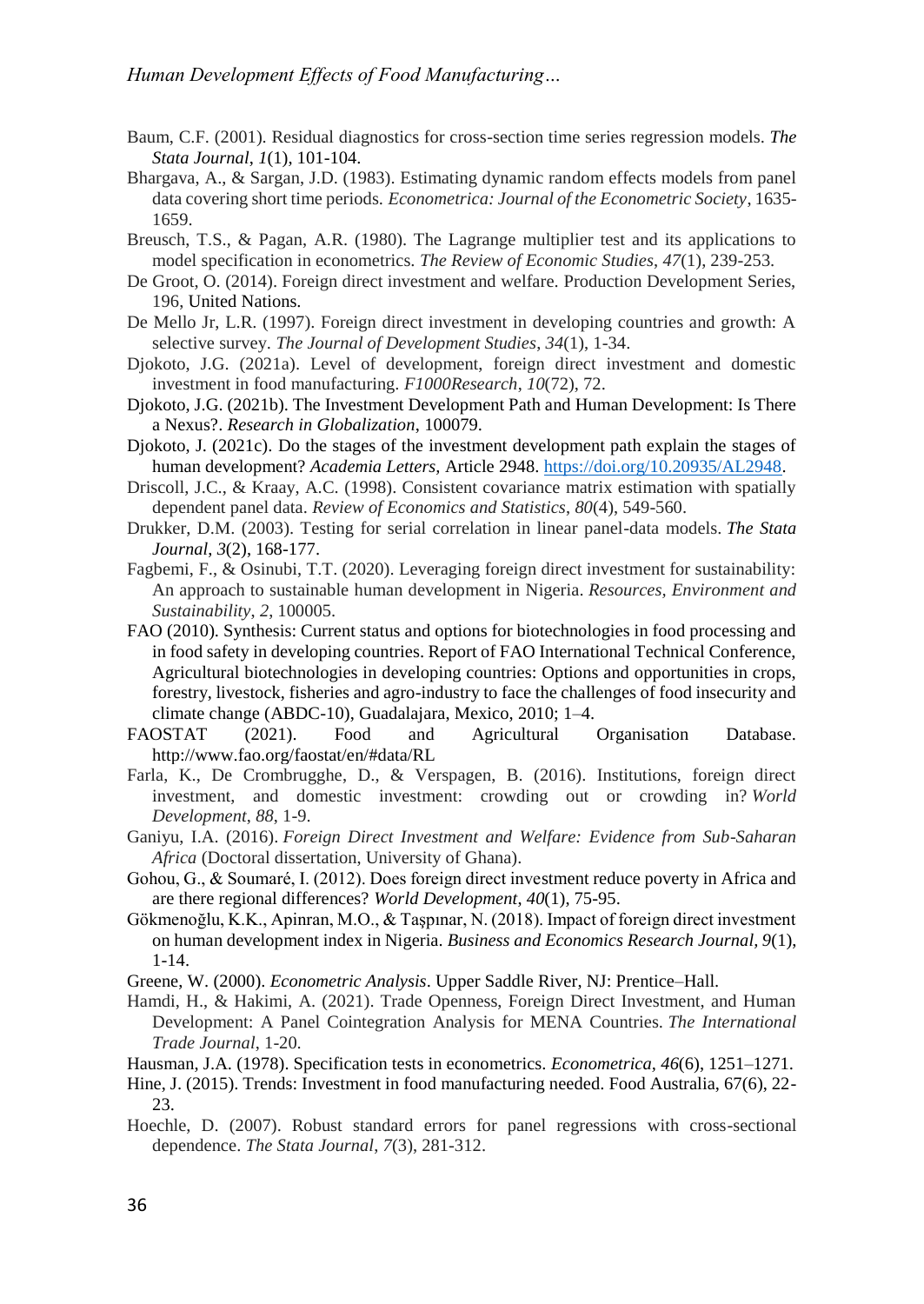Baum, C.F. (2001). Residual diagnostics for cross-section time series regression models. *The Stata Journal*, *1*(1), 101-104.

Bhargava, A., & Sargan, J.D. (1983). Estimating dynamic random effects models from panel data covering short time periods. *Econometrica: Journal of the Econometric Society*, 1635-1659.

Breusch, T.S., & Pagan, A.R. (1980). The Lagrange multiplier test and its applications to model specification in econometrics. *The Review of Economic Studies*, *47*(1), 239-253.

De Groot, O. (2014). Foreign direct investment and welfare. Production Development Series, 196, United Nations.

De Mello Jr, L.R. (1997). Foreign direct investment in developing countries and growth: A selective survey. *The Journal of Development Studies*, *34*(1), 1-34.

Djokoto, J.G. (2021a). Level of development, foreign direct investment and domestic investment in food manufacturing. *F1000Research*, *10*(72), 72.

Djokoto, J.G. (2021b). The Investment Development Path and Human Development: Is There a Nexus?. *Research in Globalization*, 100079.

Djokoto, J. (2021c). Do the stages of the investment development path explain the stages of human development? *Academia Letters*, Article 2948. https://doi.org/10.20935/AL2948.

Driscoll, J.C., & Kraay, A.C. (1998). Consistent covariance matrix estimation with spatially dependent panel data. *Review of Economics and Statistics*, *80*(4), 549-560.

Drukker, D.M. (2003). Testing for serial correlation in linear panel-data models. *The Stata Journal*, *3*(2), 168-177.

Fagbemi, F., & Osinubi, T.T. (2020). Leveraging foreign direct investment for sustainability: An approach to sustainable human development in Nigeria. *Resources, Environment and Sustainability*, *2*, 100005.

FAO (2010). Synthesis: Current status and options for biotechnologies in food processing and in food safety in developing countries. Report of FAO International Technical Conference, Agricultural biotechnologies in developing countries: Options and opportunities in crops, forestry, livestock, fisheries and agro-industry to face the challenges of food insecurity and climate change (ABDC-10), Guadalajara, Mexico, 2010; 1–4.

FAOSTAT (2021). Food and Agricultural Organisation Database. http://www.fao.org/faostat/en/#data/RL

Farla, K., De Crombrugghe, D., & Verspagen, B. (2016). Institutions, foreign direct investment, and domestic investment: crowding out or crowding in? *World Development*, *88*, 1-9.

Ganiyu, I.A. (2016). *Foreign Direct Investment and Welfare: Evidence from Sub-Saharan Africa* (Doctoral dissertation, University of Ghana).

Gohou, G., & Soumaré, I. (2012). Does foreign direct investment reduce poverty in Africa and are there regional differences? *World Development*, *40*(1), 75-95.

Gökmenoğlu, K.K., Apinran, M.O., & Taşpınar, N. (2018). Impact of foreign direct investment on human development index in Nigeria. *Business and Economics Research Journal*, *9*(1), 1-14.

Greene, W. (2000). *Econometric Analysis*. Upper Saddle River, NJ: Prentice–Hall.

Hamdi, H., & Hakimi, A. (2021). Trade Openness, Foreign Direct Investment, and Human Development: A Panel Cointegration Analysis for MENA Countries. *The International Trade Journal*, 1-20.

Hausman, J.A. (1978). Specification tests in econometrics. *Econometrica*, *46*(6), 1251–1271.

Hine, J. (2015). Trends: Investment in food manufacturing needed. Food Australia, 67(6), 22-23.

Hoechle, D. (2007). Robust standard errors for panel regressions with cross-sectional dependence. *The Stata Journal*, *7*(3), 281-312.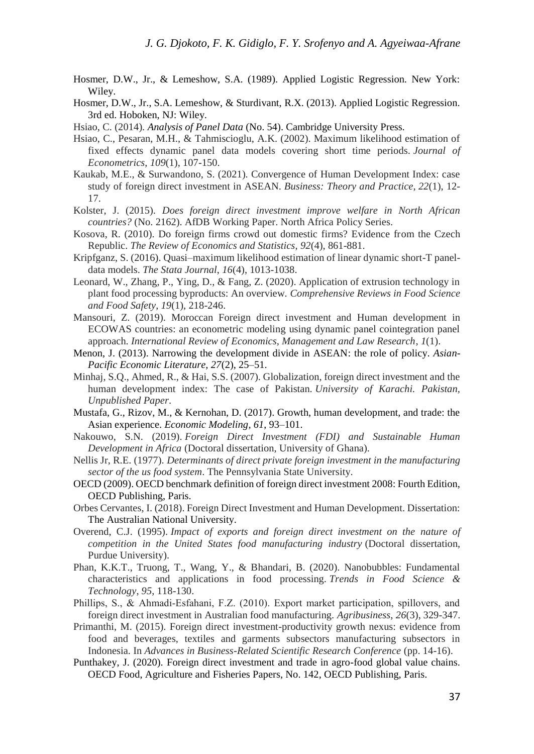Hosmer, D.W., Jr., & Lemeshow, S.A. (1989). Applied Logistic Regression. New York: Wiley.

Hosmer, D.W., Jr., S.A. Lemeshow, & Sturdivant, R.X. (2013). Applied Logistic Regression. 3rd ed. Hoboken, NJ: Wiley.

Hsiao, C. (2014). *Analysis of Panel Data* (No. 54). Cambridge University Press.

Hsiao, C., Pesaran, M.H., & Tahmiscioglu, A.K. (2002). Maximum likelihood estimation of fixed effects dynamic panel data models covering short time periods. *Journal of Econometrics*, *109*(1), 107-150.

Kaukab, M.E., & Surwandono, S. (2021). Convergence of Human Development Index: case study of foreign direct investment in ASEAN. *Business: Theory and Practice, 22*(1), 12-17.

Kolster, J. (2015). *Does foreign direct investment improve welfare in North African countries?* (No. 2162). AfDB Working Paper. North Africa Policy Series.

Kosova, R. (2010). Do foreign firms crowd out domestic firms? Evidence from the Czech Republic. *The Review of Economics and Statistics*, *92*(4), 861-881.

Kripfganz, S. (2016). Quasi–maximum likelihood estimation of linear dynamic short-T panel-data models. *The Stata Journal*, *16*(4), 1013-1038.

Leonard, W., Zhang, P., Ying, D., & Fang, Z. (2020). Application of extrusion technology in plant food processing byproducts: An overview. *Comprehensive Reviews in Food Science and Food Safety*, *19*(1), 218-246.

Mansouri, Z. (2019). Moroccan Foreign direct investment and Human development in ECOWAS countries: an econometric modeling using dynamic panel cointegration panel approach. *International Review of Economics, Management and Law Research*, *1*(1).

Menon, J. (2013). Narrowing the development divide in ASEAN: the role of policy. *Asian-Pacific Economic Literature, 27*(2), 25–51.

Minhaj, S.Q., Ahmed, R., & Hai, S.S. (2007). Globalization, foreign direct investment and the human development index: The case of Pakistan. *University of Karachi. Pakistan, Unpublished Paper*.

Mustafa, G., Rizov, M., & Kernohan, D. (2017). Growth, human development, and trade: the Asian experience. *Economic Modeling*, *61*, 93–101.

Nakouwo, S.N. (2019). *Foreign Direct Investment (FDI) and Sustainable Human Development in Africa* (Doctoral dissertation, University of Ghana).

Nellis Jr, R.E. (1977). *Determinants of direct private foreign investment in the manufacturing sector of the us food system*. The Pennsylvania State University.

OECD (2009). OECD benchmark definition of foreign direct investment 2008: Fourth Edition, OECD Publishing, Paris.

Orbes Cervantes, I. (2018). Foreign Direct Investment and Human Development. Dissertation: The Australian National University.

Overend, C.J. (1995). *Impact of exports and foreign direct investment on the nature of competition in the United States food manufacturing industry* (Doctoral dissertation, Purdue University).

Phan, K.K.T., Truong, T., Wang, Y., & Bhandari, B. (2020). Nanobubbles: Fundamental characteristics and applications in food processing. *Trends in Food Science & Technology*, *95*, 118-130.

Phillips, S., & Ahmadi-Esfahani, F.Z. (2010). Export market participation, spillovers, and foreign direct investment in Australian food manufacturing. *Agribusiness*, *26*(3), 329-347.

Primanthi, M. (2015). Foreign direct investment-productivity growth nexus: evidence from food and beverages, textiles and garments subsectors manufacturing subsectors in Indonesia. In *Advances in Business-Related Scientific Research Conference* (pp. 14-16).

Punthakey, J. (2020). Foreign direct investment and trade in agro-food global value chains. OECD Food, Agriculture and Fisheries Papers, No. 142, OECD Publishing, Paris.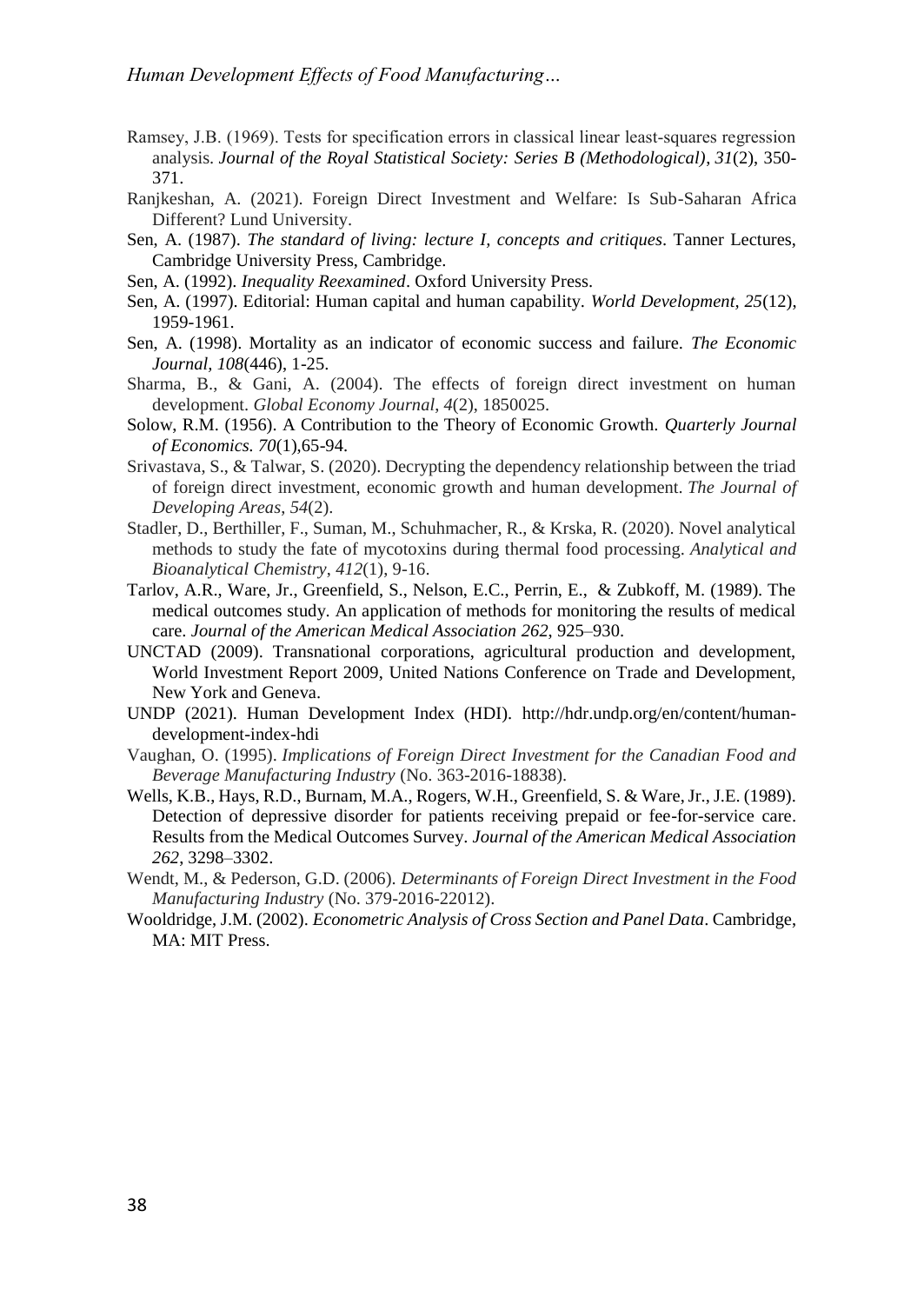Ramsey, J.B. (1969). Tests for specification errors in classical linear least-squares regression analysis. *Journal of the Royal Statistical Society: Series B (Methodological)*, *31*(2), 350-371.

Ranjkeshan, A. (2021). Foreign Direct Investment and Welfare: Is Sub-Saharan Africa Different? Lund University.

Sen, A. (1987). *The standard of living: lecture I, concepts and critiques*. Tanner Lectures, Cambridge University Press, Cambridge.

Sen, A. (1992). *Inequality Reexamined*. Oxford University Press.

Sen, A. (1997). Editorial: Human capital and human capability. *World Development, 25*(12), 1959-1961.

Sen, A. (1998). Mortality as an indicator of economic success and failure. *The Economic Journal, 108*(446), 1-25.

Sharma, B., & Gani, A. (2004). The effects of foreign direct investment on human development. *Global Economy Journal*, *4*(2), 1850025.

Solow, R.M. (1956). A Contribution to the Theory of Economic Growth. *Quarterly Journal of Economics. 70*(1),65-94.

Srivastava, S., & Talwar, S. (2020). Decrypting the dependency relationship between the triad of foreign direct investment, economic growth and human development. *The Journal of Developing Areas*, *54*(2).

Stadler, D., Berthiller, F., Suman, M., Schuhmacher, R., & Krska, R. (2020). Novel analytical methods to study the fate of mycotoxins during thermal food processing. *Analytical and Bioanalytical Chemistry*, *412*(1), 9-16.

Tarlov, A.R., Ware, Jr., Greenfield, S., Nelson, E.C., Perrin, E., & Zubkoff, M. (1989). The medical outcomes study. An application of methods for monitoring the results of medical care. *Journal of the American Medical Association 262*, 925–930.

UNCTAD (2009). Transnational corporations, agricultural production and development, World Investment Report 2009, United Nations Conference on Trade and Development, New York and Geneva.

UNDP (2021). Human Development Index (HDI). http://hdr.undp.org/en/content/human-development-index-hdi

Vaughan, O. (1995). *Implications of Foreign Direct Investment for the Canadian Food and Beverage Manufacturing Industry* (No. 363-2016-18838).

Wells, K.B., Hays, R.D., Burnam, M.A., Rogers, W.H., Greenfield, S. & Ware, Jr., J.E. (1989). Detection of depressive disorder for patients receiving prepaid or fee-for-service care. Results from the Medical Outcomes Survey. *Journal of the American Medical Association 262*, 3298–3302.

Wendt, M., & Pederson, G.D. (2006). *Determinants of Foreign Direct Investment in the Food Manufacturing Industry* (No. 379-2016-22012).

Wooldridge, J.M. (2002). *Econometric Analysis of Cross Section and Panel Data*. Cambridge, MA: MIT Press.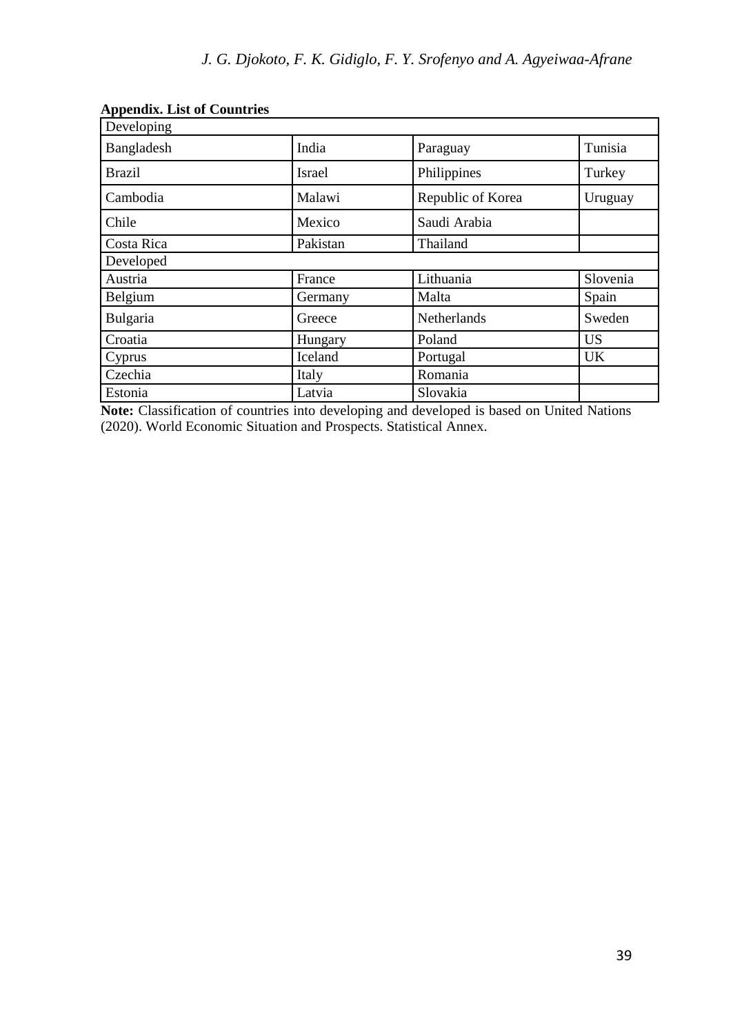**Appendix. List of Countries**

| | | | |
|---|---|---|---|
| Developing | | | |
| Bangladesh | India | Paraguay | Tunisia |
| Brazil | Israel | Philippines | Turkey |
| Cambodia | Malawi | Republic of Korea | Uruguay |
| Chile | Mexico | Saudi Arabia | |
| Costa Rica | Pakistan | Thailand | |
| Developed | | | |
| Austria | France | Lithuania | Slovenia |
| Belgium | Germany | Malta | Spain |
| Bulgaria | Greece | Netherlands | Sweden |
| Croatia | Hungary | Poland | US |
| Cyprus | Iceland | Portugal | UK |
| Czechia | Italy | Romania | |
| Estonia | Latvia | Slovakia | |

**Note:** Classification of countries into developing and developed is based on United Nations (2020). World Economic Situation and Prospects. Statistical Annex.